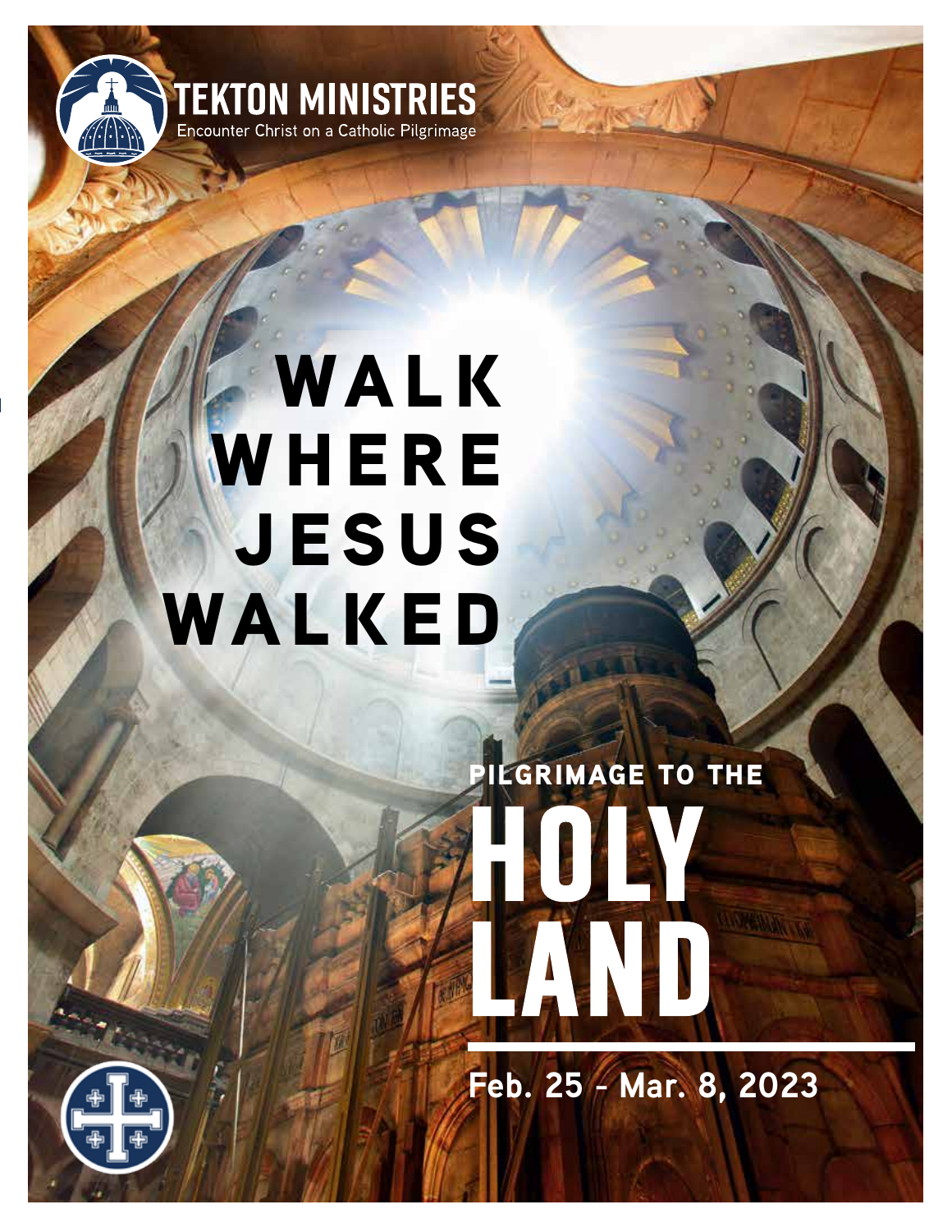**TEKTON MINISTRIES**

Encounter Christ on a Catholic Pilgrimage

# WALK WHERE JESUS WALKED

## PILGRIMAGE TO THE HOLY LAND

**Feb. 25 - Mar. 8, 2023**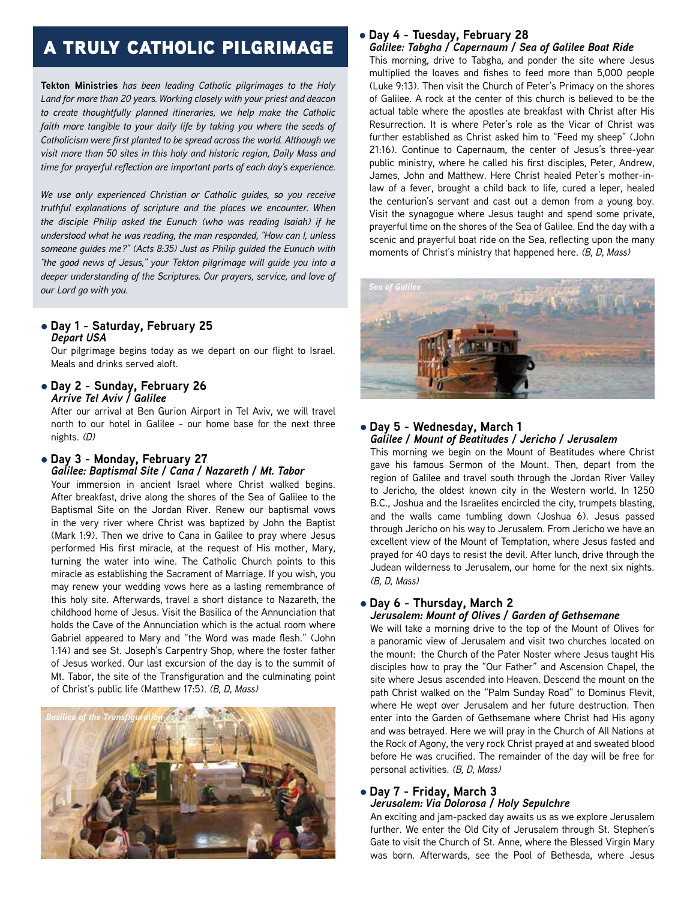# A TRULY CATHOLIC PILGRIMAGE

**Tekton Ministries** *has been leading Catholic pilgrimages to the Holy Land for more than 20 years. Working closely with your priest and deacon to create thoughtfully planned itineraries, we help make the Catholic faith more tangible to your daily life by taking you where the seeds of Catholicism were first planted to be spread across the world. Although we visit more than 50 sites in this holy and historic region, Daily Mass and time for prayerful reflection are important parts of each day's experience.*

*We use only experienced Christian or Catholic guides, so you receive truthful explanations of scripture and the places we encounter. When the disciple Philip asked the Eunuch (who was reading Isaiah) if he understood what he was reading, the man responded, "How can I, unless someone guides me?" (Acts 8:35) Just as Philip guided the Eunuch with "the good news of Jesus," your Tekton pilgrimage will guide you into a deeper understanding of the Scriptures. Our prayers, service, and love of our Lord go with you.*

- **Day 1 - Saturday, February 25**
  ***Depart USA***

  Our pilgrimage begins today as we depart on our flight to Israel. Meals and drinks served aloft.

- **Day 2 - Sunday, February 26**
  ***Arrive Tel Aviv / Galilee***

  After our arrival at Ben Gurion Airport in Tel Aviv, we will travel north to our hotel in Galilee - our home base for the next three nights. *(D)*

- **Day 3 - Monday, February 27**
  ***Galilee: Baptismal Site / Cana / Nazareth / Mt. Tabor***

  Your immersion in ancient Israel where Christ walked begins. After breakfast, drive along the shores of the Sea of Galilee to the Baptismal Site on the Jordan River. Renew our baptismal vows in the very river where Christ was baptized by John the Baptist (Mark 1:9). Then we drive to Cana in Galilee to pray where Jesus performed His first miracle, at the request of His mother, Mary, turning the water into wine. The Catholic Church points to this miracle as establishing the Sacrament of Marriage. If you wish, you may renew your wedding vows here as a lasting remembrance of this holy site. Afterwards, travel a short distance to Nazareth, the childhood home of Jesus. Visit the Basilica of the Annunciation that holds the Cave of the Annunciation which is the actual room where Gabriel appeared to Mary and "the Word was made flesh." (John 1:14) and see St. Joseph's Carpentry Shop, where the foster father of Jesus worked. Our last excursion of the day is to the summit of Mt. Tabor, the site of the Transfiguration and the culminating point of Christ's public life (Matthew 17:5). *(B, D, Mass)*

*Basilica of the Transfiguration*

- **Day 4 - Tuesday, February 28**
  ***Galilee: Tabgha / Capernaum / Sea of Galilee Boat Ride***

  This morning, drive to Tabgha, and ponder the site where Jesus multiplied the loaves and fishes to feed more than 5,000 people (Luke 9:13). Then visit the Church of Peter's Primacy on the shores of Galilee. A rock at the center of this church is believed to be the actual table where the apostles ate breakfast with Christ after His Resurrection. It is where Peter's role as the Vicar of Christ was further established as Christ asked him to "Feed my sheep" (John 21:16). Continue to Capernaum, the center of Jesus's three-year public ministry, where he called his first disciples, Peter, Andrew, James, John and Matthew. Here Christ healed Peter's mother-in-law of a fever, brought a child back to life, cured a leper, healed the centurion's servant and cast out a demon from a young boy. Visit the synagogue where Jesus taught and spend some private, prayerful time on the shores of the Sea of Galilee. End the day with a scenic and prayerful boat ride on the Sea, reflecting upon the many moments of Christ's ministry that happened here. *(B, D, Mass)*

*Sea of Galilee*

- **Day 5 - Wednesday, March 1**
  ***Galilee / Mount of Beatitudes / Jericho / Jerusalem***

  This morning we begin on the Mount of Beatitudes where Christ gave his famous Sermon of the Mount. Then, depart from the region of Galilee and travel south through the Jordan River Valley to Jericho, the oldest known city in the Western world. In 1250 B.C., Joshua and the Israelites encircled the city, trumpets blasting, and the walls came tumbling down (Joshua 6). Jesus passed through Jericho on his way to Jerusalem. From Jericho we have an excellent view of the Mount of Temptation, where Jesus fasted and prayed for 40 days to resist the devil. After lunch, drive through the Judean wilderness to Jerusalem, our home for the next six nights. *(B, D, Mass)*

- **Day 6 - Thursday, March 2**
  ***Jerusalem: Mount of Olives / Garden of Gethsemane***

  We will take a morning drive to the top of the Mount of Olives for a panoramic view of Jerusalem and visit two churches located on the mount: the Church of the Pater Noster where Jesus taught His disciples how to pray the "Our Father" and Ascension Chapel, the site where Jesus ascended into Heaven. Descend the mount on the path Christ walked on the "Palm Sunday Road" to Dominus Flevit, where He wept over Jerusalem and her future destruction. Then enter into the Garden of Gethsemane where Christ had His agony and was betrayed. Here we will pray in the Church of All Nations at the Rock of Agony, the very rock Christ prayed at and sweated blood before He was crucified. The remainder of the day will be free for personal activities. *(B, D, Mass)*

- **Day 7 - Friday, March 3**
  ***Jerusalem: Via Dolorosa / Holy Sepulchre***

  An exciting and jam-packed day awaits us as we explore Jerusalem further. We enter the Old City of Jerusalem through St. Stephen's Gate to visit the Church of St. Anne, where the Blessed Virgin Mary was born. Afterwards, see the Pool of Bethesda, where Jesus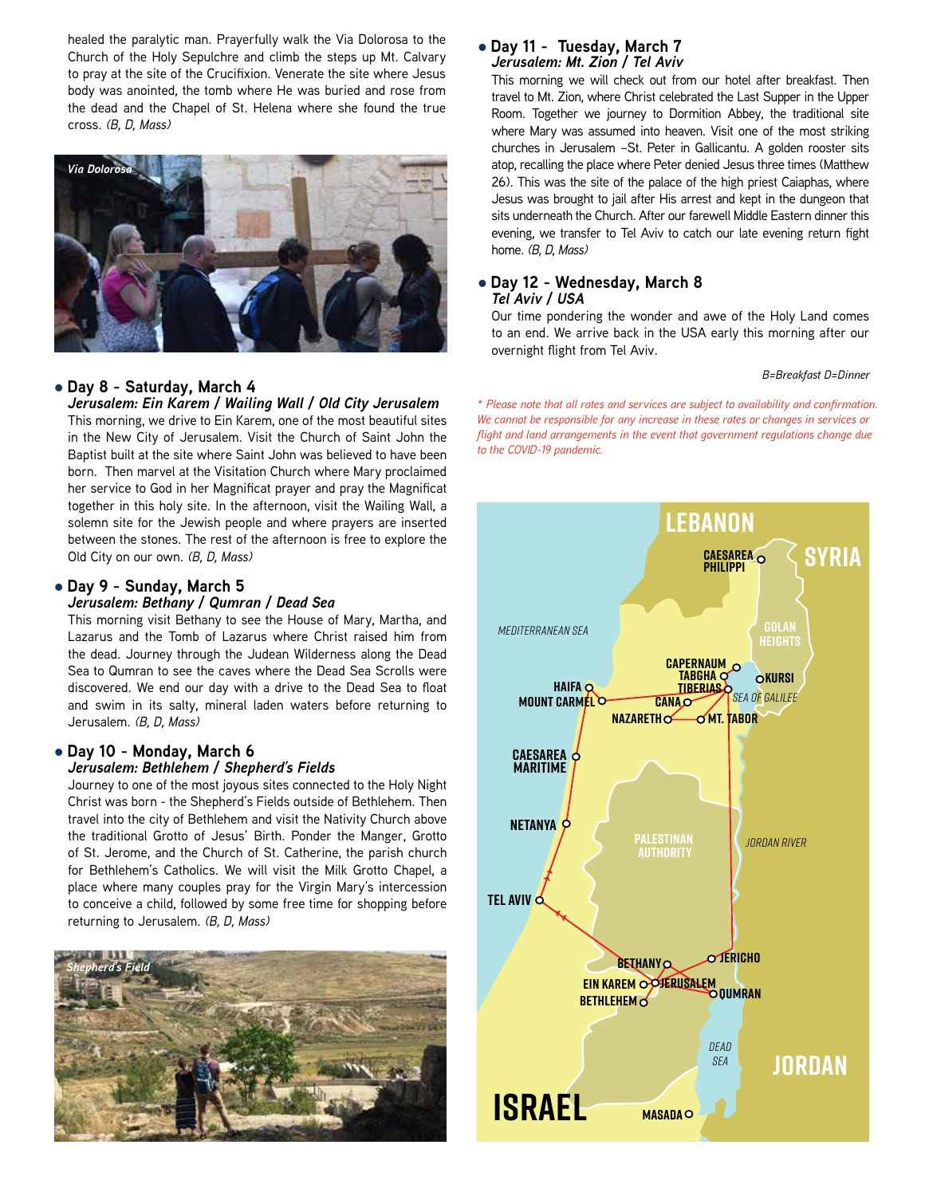healed the paralytic man. Prayerfully walk the Via Dolorosa to the Church of the Holy Sepulchre and climb the steps up Mt. Calvary to pray at the site of the Crucifixion. Venerate the site where Jesus body was anointed, the tomb where He was buried and rose from the dead and the Chapel of St. Helena where she found the true cross. *(B, D, Mass)*

*Via Dolorosa*

## Day 8 - Saturday, March 4
### *Jerusalem: Ein Karem / Wailing Wall / Old City Jerusalem*

This morning, we drive to Ein Karem, one of the most beautiful sites in the New City of Jerusalem. Visit the Church of Saint John the Baptist built at the site where Saint John was believed to have been born. Then marvel at the Visitation Church where Mary proclaimed her service to God in her Magnificat prayer and pray the Magnificat together in this holy site. In the afternoon, visit the Wailing Wall, a solemn site for the Jewish people and where prayers are inserted between the stones. The rest of the afternoon is free to explore the Old City on our own. *(B, D, Mass)*

## Day 9 - Sunday, March 5
### *Jerusalem: Bethany / Qumran / Dead Sea*

This morning visit Bethany to see the House of Mary, Martha, and Lazarus and the Tomb of Lazarus where Christ raised him from the dead. Journey through the Judean Wilderness along the Dead Sea to Qumran to see the caves where the Dead Sea Scrolls were discovered. We end our day with a drive to the Dead Sea to float and swim in its salty, mineral laden waters before returning to Jerusalem. *(B, D, Mass)*

## Day 10 - Monday, March 6
### *Jerusalem: Bethlehem / Shepherd's Fields*

Journey to one of the most joyous sites connected to the Holy Night Christ was born - the Shepherd's Fields outside of Bethlehem. Then travel into the city of Bethlehem and visit the Nativity Church above the traditional Grotto of Jesus' Birth. Ponder the Manger, Grotto of St. Jerome, and the Church of St. Catherine, the parish church for Bethlehem's Catholics. We will visit the Milk Grotto Chapel, a place where many couples pray for the Virgin Mary's intercession to conceive a child, followed by some free time for shopping before returning to Jerusalem. *(B, D, Mass)*

*Shepherd's Field*

## Day 11 - Tuesday, March 7
### *Jerusalem: Mt. Zion / Tel Aviv*

This morning we will check out from our hotel after breakfast. Then travel to Mt. Zion, where Christ celebrated the Last Supper in the Upper Room. Together we journey to Dormition Abbey, the traditional site where Mary was assumed into heaven. Visit one of the most striking churches in Jerusalem –St. Peter in Gallicantu. A golden rooster sits atop, recalling the place where Peter denied Jesus three times (Matthew 26). This was the site of the palace of the high priest Caiaphas, where Jesus was brought to jail after His arrest and kept in the dungeon that sits underneath the Church. After our farewell Middle Eastern dinner this evening, we transfer to Tel Aviv to catch our late evening return fight home. *(B, D, Mass)*

## Day 12 - Wednesday, March 8
### *Tel Aviv / USA*

Our time pondering the wonder and awe of the Holy Land comes to an end. We arrive back in the USA early this morning after our overnight flight from Tel Aviv.

*B=Breakfast D=Dinner*

*\* Please note that all rates and services are subject to availability and confirmation. We cannot be responsible for any increase in these rates or changes in services or flight and land arrangements in the event that government regulations change due to the COVID-19 pandemic.*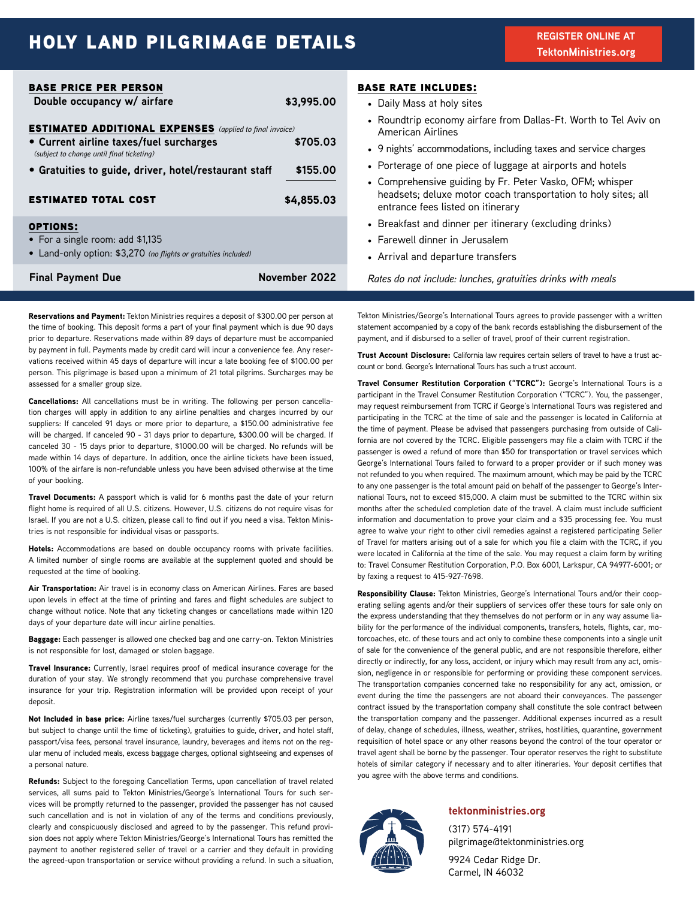# HOLY LAND PILGRIMAGE DETAILS

**REGISTER ONLINE AT TektonMinistries.org**

## BASE PRICE PER PERSON

| | |
|---|---|
| **Double occupancy w/ airfare** | **$3,995.00** |

## ESTIMATED ADDITIONAL EXPENSES *(applied to final invoice)*

| | |
|---|---|
| **• Current airline taxes/fuel surcharges** *(subject to change until final ticketing)* | **$705.03** |
| **• Gratuities to guide, driver, hotel/restaurant staff** | **$155.00** |
| **ESTIMATED TOTAL COST** | **$4,855.03** |

## OPTIONS:

- For a single room: add $1,135
- Land-only option: $3,270 *(no flights or gratuities included)*

**Final Payment Due** **November 2022**

## BASE RATE INCLUDES:

- Daily Mass at holy sites
- Roundtrip economy airfare from Dallas-Ft. Worth to Tel Aviv on American Airlines
- 9 nights' accommodations, including taxes and service charges
- Porterage of one piece of luggage at airports and hotels
- Comprehensive guiding by Fr. Peter Vasko, OFM; whisper headsets; deluxe motor coach transportation to holy sites; all entrance fees listed on itinerary
- Breakfast and dinner per itinerary (excluding drinks)
- Farewell dinner in Jerusalem
- Arrival and departure transfers

*Rates do not include: lunches, gratuities drinks with meals*

**Reservations and Payment:** Tekton Ministries requires a deposit of $300.00 per person at the time of booking. This deposit forms a part of your final payment which is due 90 days prior to departure. Reservations made within 89 days of departure must be accompanied by payment in full. Payments made by credit card will incur a convenience fee. Any reservations received within 45 days of departure will incur a late booking fee of $100.00 per person. This pilgrimage is based upon a minimum of 21 total pilgrims. Surcharges may be assessed for a smaller group size.

**Cancellations:** All cancellations must be in writing. The following per person cancellation charges will apply in addition to any airline penalties and charges incurred by our suppliers: If canceled 91 days or more prior to departure, a $150.00 administrative fee will be charged. If canceled 90 - 31 days prior to departure, $300.00 will be charged. If canceled 30 - 15 days prior to departure, $1000.00 will be charged. No refunds will be made within 14 days of departure. In addition, once the airline tickets have been issued, 100% of the airfare is non-refundable unless you have been advised otherwise at the time of your booking.

**Travel Documents:** A passport which is valid for 6 months past the date of your return flight home is required of all U.S. citizens. However, U.S. citizens do not require visas for Israel. If you are not a U.S. citizen, please call to find out if you need a visa. Tekton Ministries is not responsible for individual visas or passports.

**Hotels:** Accommodations are based on double occupancy rooms with private facilities. A limited number of single rooms are available at the supplement quoted and should be requested at the time of booking.

**Air Transportation:** Air travel is in economy class on American Airlines. Fares are based upon levels in effect at the time of printing and fares and flight schedules are subject to change without notice. Note that any ticketing changes or cancellations made within 120 days of your departure date will incur airline penalties.

**Baggage:** Each passenger is allowed one checked bag and one carry-on. Tekton Ministries is not responsible for lost, damaged or stolen baggage.

**Travel Insurance:** Currently, Israel requires proof of medical insurance coverage for the duration of your stay. We strongly recommend that you purchase comprehensive travel insurance for your trip. Registration information will be provided upon receipt of your deposit.

**Not Included in base price:** Airline taxes/fuel surcharges (currently $705.03 per person, but subject to change until the time of ticketing), gratuities to guide, driver, and hotel staff, passport/visa fees, personal travel insurance, laundry, beverages and items not on the regular menu of included meals, excess baggage charges, optional sightseeing and expenses of a personal nature.

**Refunds:** Subject to the foregoing Cancellation Terms, upon cancellation of travel related services, all sums paid to Tekton Ministries/George's International Tours for such services will be promptly returned to the passenger, provided the passenger has not caused such cancellation and is not in violation of any of the terms and conditions previously, clearly and conspicuously disclosed and agreed to by the passenger. This refund provision does not apply where Tekton Ministries/George's International Tours has remitted the payment to another registered seller of travel or a carrier and they default in providing the agreed-upon transportation or service without providing a refund. In such a situation, Tekton Ministries/George's International Tours agrees to provide passenger with a written statement accompanied by a copy of the bank records establishing the disbursement of the payment, and if disbursed to a seller of travel, proof of their current registration.

**Trust Account Disclosure:** California law requires certain sellers of travel to have a trust account or bond. George's International Tours has such a trust account.

**Travel Consumer Restitution Corporation ("TCRC"):** George's International Tours is a participant in the Travel Consumer Restitution Corporation ("TCRC"). You, the passenger, may request reimbursement from TCRC if George's International Tours was registered and participating in the TCRC at the time of sale and the passenger is located in California at the time of payment. Please be advised that passengers purchasing from outside of California are not covered by the TCRC. Eligible passengers may file a claim with TCRC if the passenger is owed a refund of more than $50 for transportation or travel services which George's International Tours failed to forward to a proper provider or if such money was not refunded to you when required. The maximum amount, which may be paid by the TCRC to any one passenger is the total amount paid on behalf of the passenger to George's International Tours, not to exceed $15,000. A claim must be submitted to the TCRC within six months after the scheduled completion date of the travel. A claim must include sufficient information and documentation to prove your claim and a $35 processing fee. You must agree to waive your right to other civil remedies against a registered participating Seller of Travel for matters arising out of a sale for which you file a claim with the TCRC, if you were located in California at the time of the sale. You may request a claim form by writing to: Travel Consumer Restitution Corporation, P.O. Box 6001, Larkspur, CA 94977-6001; or by faxing a request to 415-927-7698.

**Responsibility Clause:** Tekton Ministries, George's International Tours and/or their cooperating selling agents and/or their suppliers of services offer these tours for sale only on the express understanding that they themselves do not perform or in any way assume liability for the performance of the individual components, transfers, hotels, flights, car, motorcoaches, etc. of these tours and act only to combine these components into a single unit of sale for the convenience of the general public, and are not responsible therefore, either directly or indirectly, for any loss, accident, or injury which may result from any act, omission, negligence in or responsible for performing or providing these component services. The transportation companies concerned take no responsibility for any act, omission, or event during the time the passengers are not aboard their conveyances. The passenger contract issued by the transportation company shall constitute the sole contract between the transportation company and the passenger. Additional expenses incurred as a result of delay, change of schedules, illness, weather, strikes, hostilities, quarantine, government requisition of hotel space or any other reasons beyond the control of the tour operator or travel agent shall be borne by the passenger. Tour operator reserves the right to substitute hotels of similar category if necessary and to alter itineraries. Your deposit certifies that you agree with the above terms and conditions.

**tektonministries.org**

(317) 574-4191
pilgrimage@tektonministries.org

9924 Cedar Ridge Dr.
Carmel, IN 46032